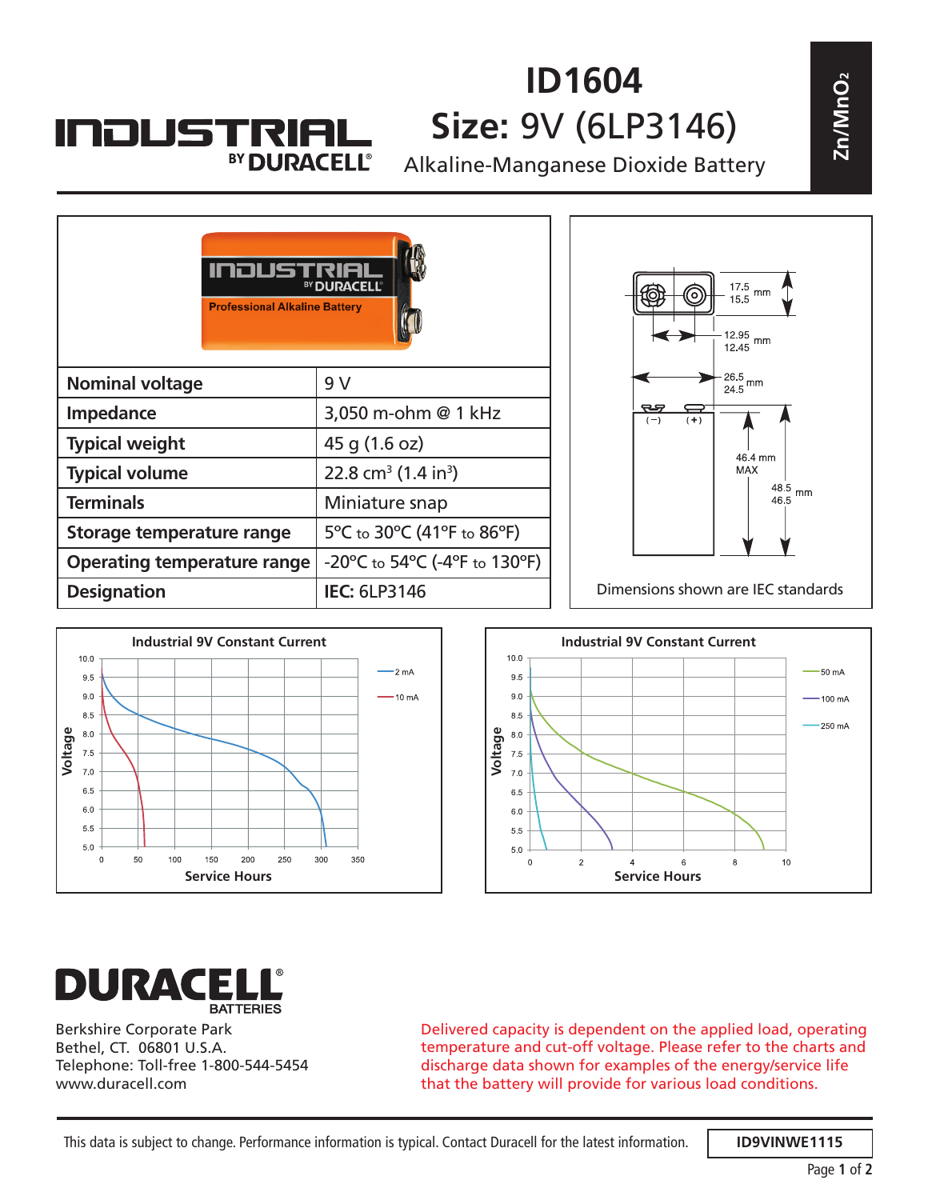INDUSTRIAL BY DURACELL

# ID1604

## Size: 9V (6LP3146)

Alkaline-Manganese Dioxide Battery

$Zn/MnO_2$

| Nominal voltage | 9 V |
|---|---|
| Impedance | 3,050 m-ohm @ 1 kHz |
| Typical weight | 45 g (1.6 oz) |
| Typical volume | 22.8 cm$^3$ (1.4 in$^3$) |
| Terminals | Miniature snap |
| Storage temperature range | 5°C to 30°C (41°F to 86°F) |
| Operating temperature range | -20°C to 54°C (-4°F to 130°F) |
| Designation | **IEC:** 6LP3146 |

Dimensions: 17.5 / 15.5 mm; 12.95 / 12.45 mm; 26.5 / 24.5 mm; 46.4 mm MAX; 48.5 / 46.5 mm

Dimensions shown are IEC standards

**Industrial 9V Constant Current** (Voltage vs. Service Hours; 2 mA, 10 mA)

**Industrial 9V Constant Current** (Voltage vs. Service Hours; 50 mA, 100 mA, 250 mA)

**DURACELL BATTERIES**

Berkshire Corporate Park
Bethel, CT. 06801 U.S.A.
Telephone: Toll-free 1-800-544-5454
www.duracell.com

Delivered capacity is dependent on the applied load, operating temperature and cut-off voltage. Please refer to the charts and discharge data shown for examples of the energy/service life that the battery will provide for various load conditions.

This data is subject to change. Performance information is typical. Contact Duracell for the latest information.

ID9VINWE1115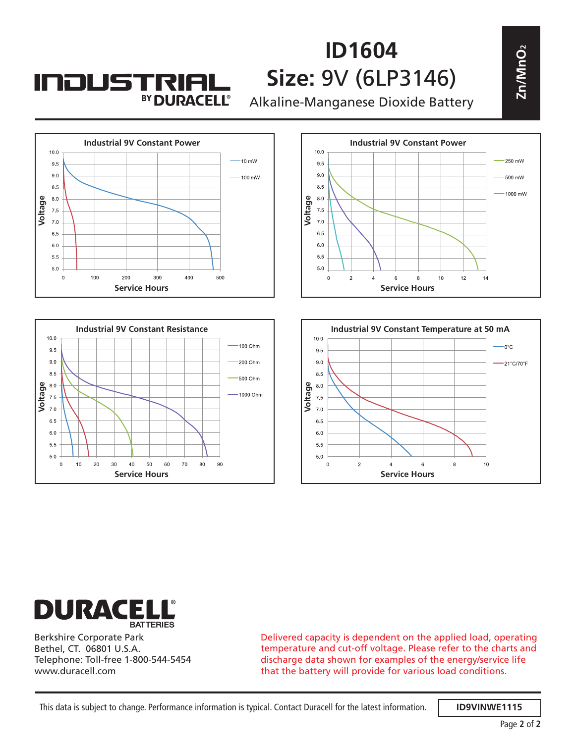# ID1604

## Size: 9V (6LP3146)

Alkaline-Manganese Dioxide Battery

$Zn/MnO_2$

INDUSTRIAL BY DURACELL®

**Industrial 9V Constant Power**

Voltage

10.0
9.5
9.0
8.5
8.0
7.5
7.0
6.5
6.0
5.5
5.0

0 100 200 300 400 500

Service Hours

10 mW
100 mW

**Industrial 9V Constant Power**

Voltage

10.0
9.5
9.0
8.5
8.0
7.5
7.0
6.5
6.0
5.5
5.0

0 2 4 6 8 10 12 14

Service Hours

250 mW
500 mW
1000 mW

**Industrial 9V Constant Resistance**

Voltage

10.0
9.5
9.0
8.5
8.0
7.5
7.0
6.5
6.0
5.5
5.0

0 10 20 30 40 50 60 70 80 90

Service Hours

100 Ohm
200 Ohm
500 Ohm
1000 Ohm

**Industrial 9V Constant Temperature at 50 mA**

Voltage

10.0
9.5
9.0
8.5
8.0
7.5
7.0
6.5
6.0
5.5
5.0

0 2 4 6 8 10

Service Hours

0°C
21°C/70°F

DURACELL® BATTERIES

Berkshire Corporate Park
Bethel, CT. 06801 U.S.A.
Telephone: Toll-free 1-800-544-5454
www.duracell.com

Delivered capacity is dependent on the applied load, operating temperature and cut-off voltage. Please refer to the charts and discharge data shown for examples of the energy/service life that the battery will provide for various load conditions.

This data is subject to change. Performance information is typical. Contact Duracell for the latest information.

**ID9VINWE1115**